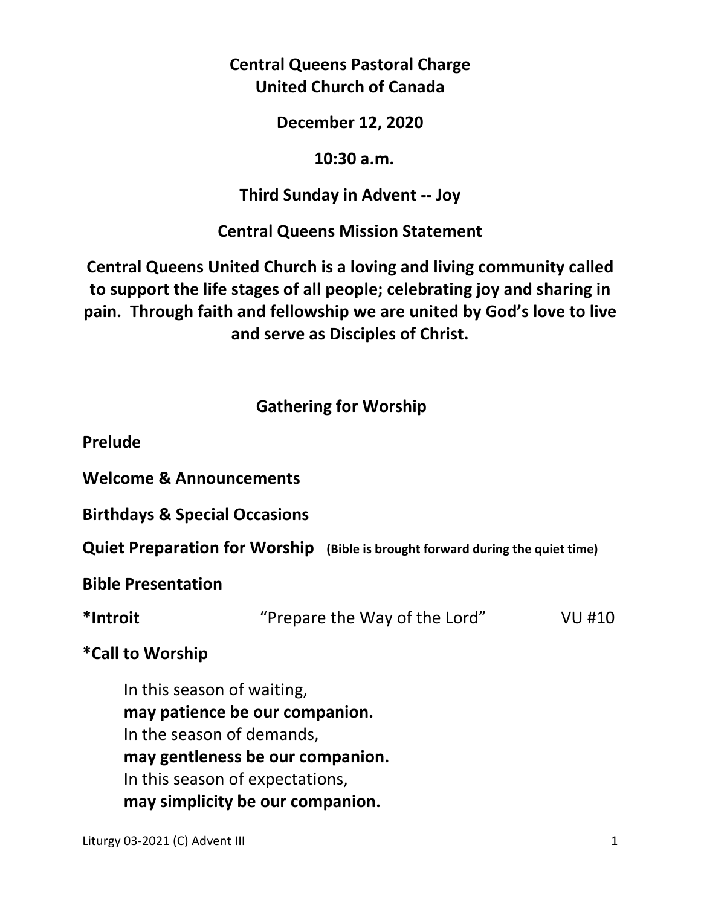**Central Queens Pastoral Charge**
**United Church of Canada**

**December 12, 2020**

**10:30 a.m.**

**Third Sunday in Advent -- Joy**

## Central Queens Mission Statement

**Central Queens United Church is a loving and living community called to support the life stages of all people; celebrating joy and sharing in pain. Through faith and fellowship we are united by God's love to live and serve as Disciples of Christ.**

## Gathering for Worship

**Prelude**

**Welcome & Announcements**

**Birthdays & Special Occasions**

**Quiet Preparation for Worship** **(Bible is brought forward during the quiet time)**

**Bible Presentation**

**\*Introit** "Prepare the Way of the Lord" VU #10

**\*Call to Worship**

In this season of waiting,
**may patience be our companion.**
In the season of demands,
**may gentleness be our companion.**
In this season of expectations,
**may simplicity be our companion.**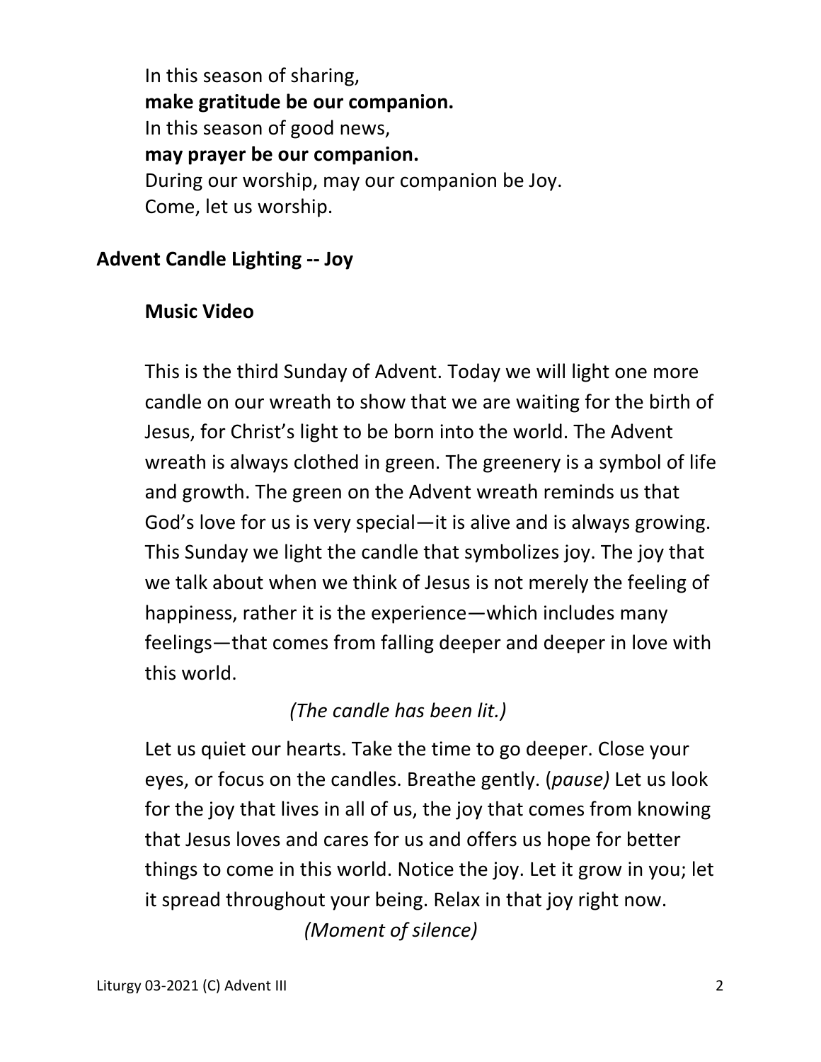In this season of sharing,
**make gratitude be our companion.**
In this season of good news,
**may prayer be our companion.**
During our worship, may our companion be Joy.
Come, let us worship.

## Advent Candle Lighting -- Joy

### Music Video

This is the third Sunday of Advent. Today we will light one more candle on our wreath to show that we are waiting for the birth of Jesus, for Christ's light to be born into the world. The Advent wreath is always clothed in green. The greenery is a symbol of life and growth. The green on the Advent wreath reminds us that God's love for us is very special—it is alive and is always growing. This Sunday we light the candle that symbolizes joy. The joy that we talk about when we think of Jesus is not merely the feeling of happiness, rather it is the experience—which includes many feelings—that comes from falling deeper and deeper in love with this world.

*(The candle has been lit.)*

Let us quiet our hearts. Take the time to go deeper. Close your eyes, or focus on the candles. Breathe gently. (*pause)* Let us look for the joy that lives in all of us, the joy that comes from knowing that Jesus loves and cares for us and offers us hope for better things to come in this world. Notice the joy. Let it grow in you; let it spread throughout your being. Relax in that joy right now.

*(Moment of silence)*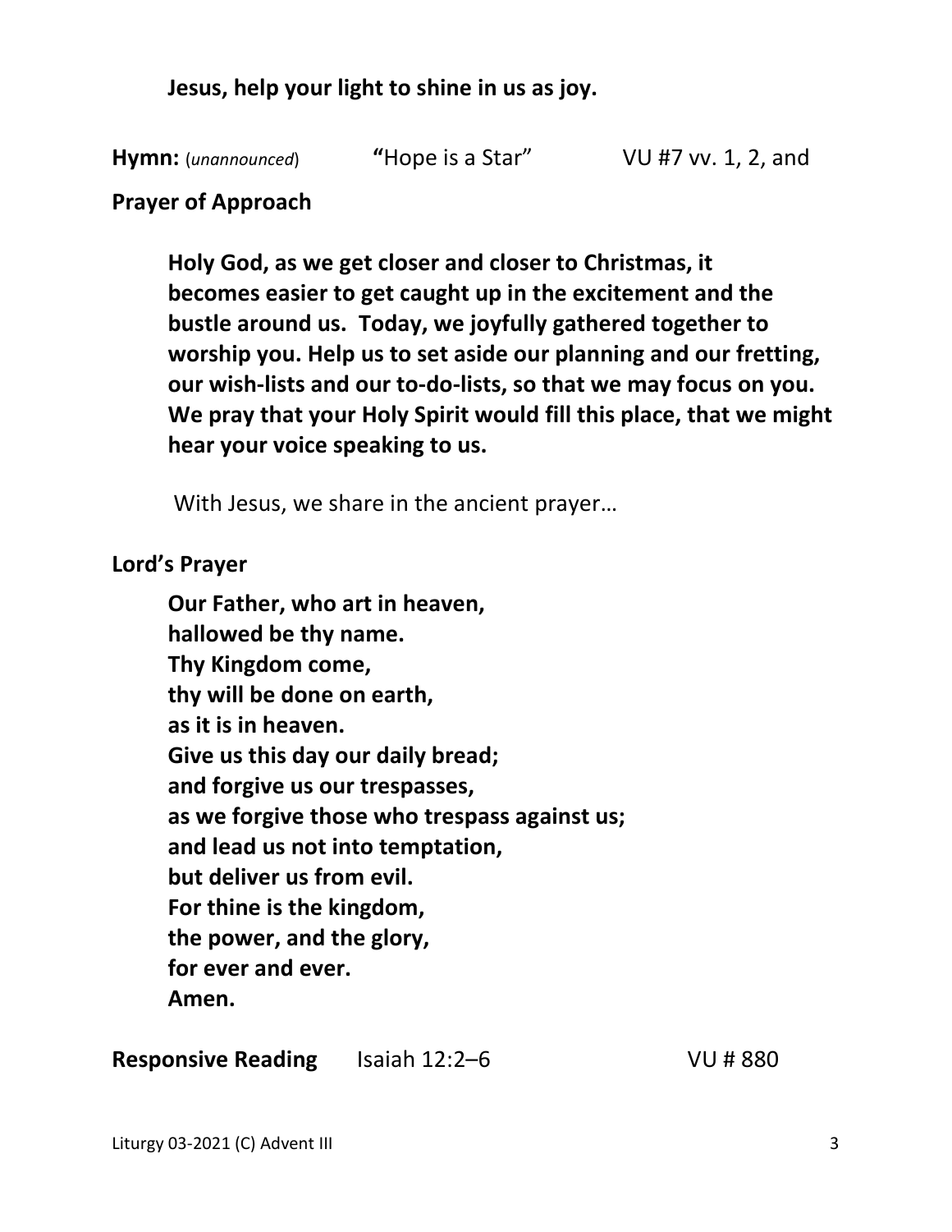**Jesus, help your light to shine in us as joy.**

**Hymn:** (*unannounced*) **"**Hope is a Star" VU #7 vv. 1, 2, and

**Prayer of Approach**

**Holy God, as we get closer and closer to Christmas, it becomes easier to get caught up in the excitement and the bustle around us. Today, we joyfully gathered together to worship you. Help us to set aside our planning and our fretting, our wish-lists and our to-do-lists, so that we may focus on you. We pray that your Holy Spirit would fill this place, that we might hear your voice speaking to us.**

With Jesus, we share in the ancient prayer…

**Lord's Prayer**

**Our Father, who art in heaven,**
**hallowed be thy name.**
**Thy Kingdom come,**
**thy will be done on earth,**
**as it is in heaven.**
**Give us this day our daily bread;**
**and forgive us our trespasses,**
**as we forgive those who trespass against us;**
**and lead us not into temptation,**
**but deliver us from evil.**
**For thine is the kingdom,**
**the power, and the glory,**
**for ever and ever.**
**Amen.**

**Responsive Reading** Isaiah 12:2–6 VU # 880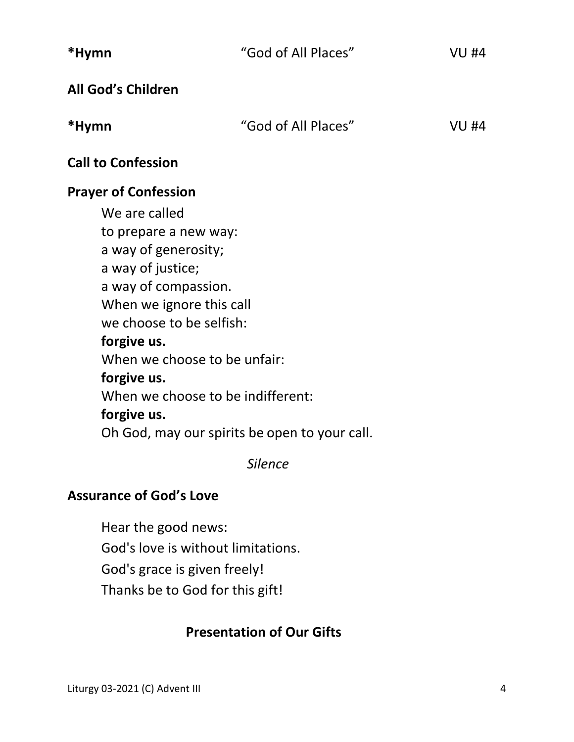**\*Hymn** "God of All Places" VU #4

**All God's Children**

**\*Hymn** "God of All Places" VU #4

**Call to Confession**

**Prayer of Confession**

We are called  
to prepare a new way:  
a way of generosity;  
a way of justice;  
a way of compassion.  
When we ignore this call  
we choose to be selfish:  
**forgive us.**  
When we choose to be unfair:  
**forgive us.**  
When we choose to be indifferent:  
**forgive us.**  
Oh God, may our spirits be open to your call.

*Silence*

**Assurance of God's Love**

Hear the good news:  
God's love is without limitations.  
God's grace is given freely!  
Thanks be to God for this gift!

**Presentation of Our Gifts**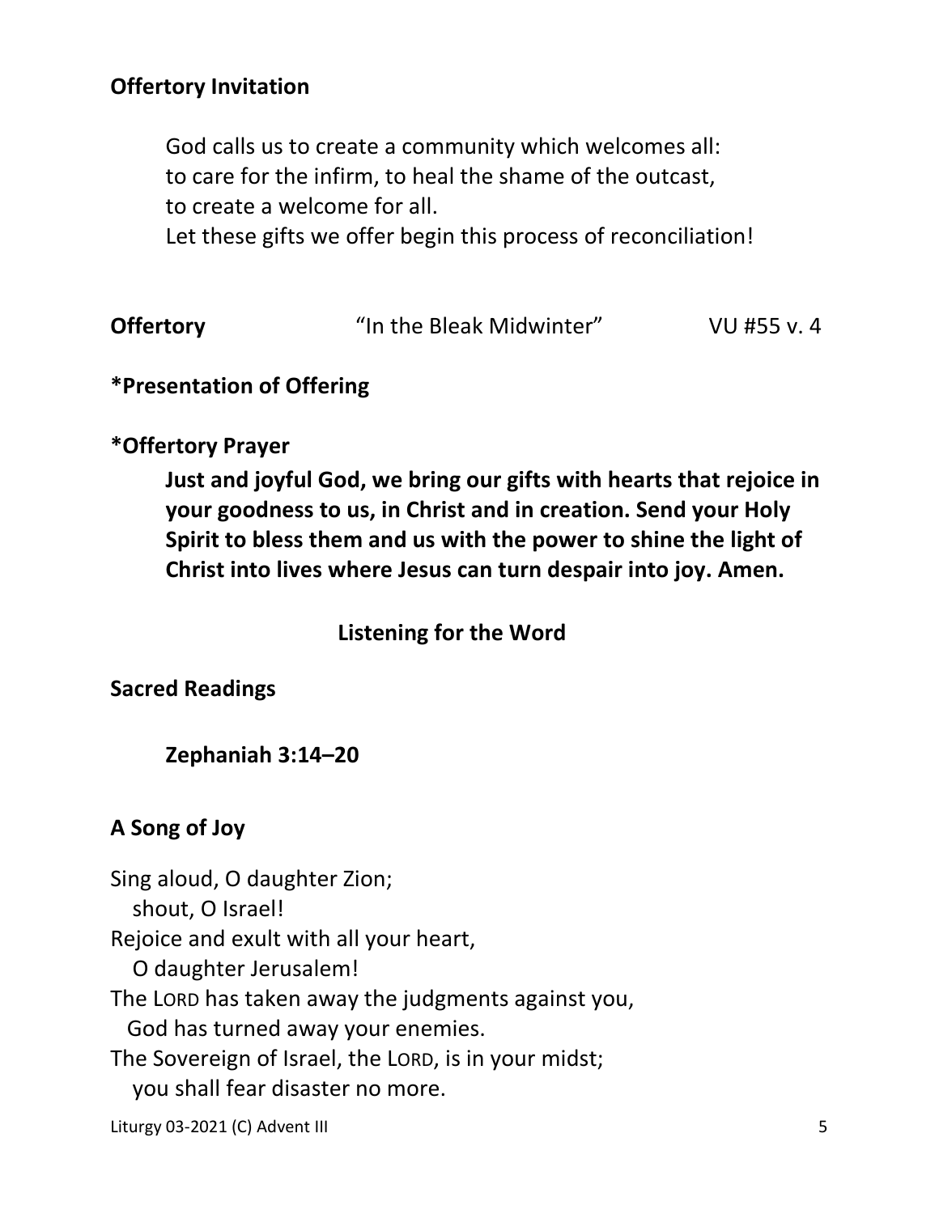**Offertory Invitation**

God calls us to create a community which welcomes all:
to care for the infirm, to heal the shame of the outcast,
to create a welcome for all.
Let these gifts we offer begin this process of reconciliation!

**Offertory** "In the Bleak Midwinter" VU #55 v. 4

**\*Presentation of Offering**

**\*Offertory Prayer**

**Just and joyful God, we bring our gifts with hearts that rejoice in your goodness to us, in Christ and in creation. Send your Holy Spirit to bless them and us with the power to shine the light of Christ into lives where Jesus can turn despair into joy. Amen.**

## Listening for the Word

**Sacred Readings**

**Zephaniah 3:14–20**

**A Song of Joy**

Sing aloud, O daughter Zion;
 shout, O Israel!
Rejoice and exult with all your heart,
 O daughter Jerusalem!
The LORD has taken away the judgments against you,
 God has turned away your enemies.
The Sovereign of Israel, the LORD, is in your midst;
 you shall fear disaster no more.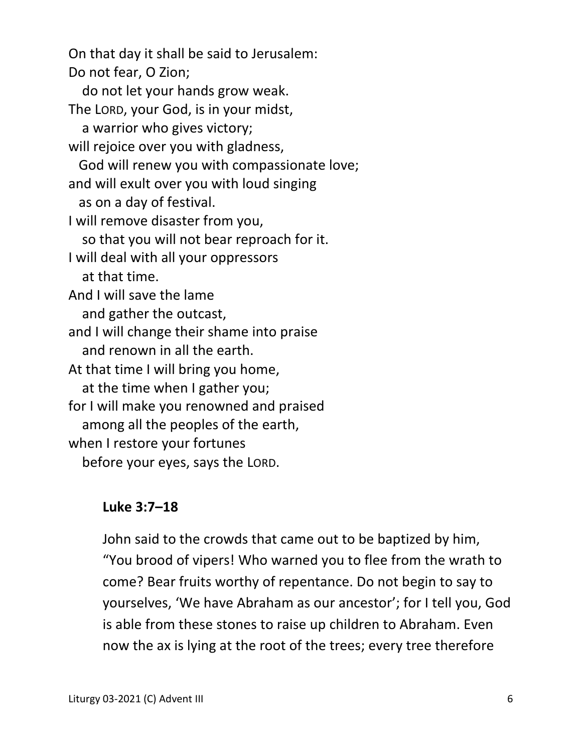On that day it shall be said to Jerusalem:  
Do not fear, O Zion;  
  do not let your hands grow weak.  
The LORD, your God, is in your midst,  
  a warrior who gives victory;  
will rejoice over you with gladness,  
  God will renew you with compassionate love;  
and will exult over you with loud singing  
  as on a day of festival.  
I will remove disaster from you,  
  so that you will not bear reproach for it.  
I will deal with all your oppressors  
  at that time.  
And I will save the lame  
  and gather the outcast,  
and I will change their shame into praise  
  and renown in all the earth.  
At that time I will bring you home,  
  at the time when I gather you;  
for I will make you renowned and praised  
  among all the peoples of the earth,  
when I restore your fortunes  
  before your eyes, says the LORD.

**Luke 3:7–18**

John said to the crowds that came out to be baptized by him, "You brood of vipers! Who warned you to flee from the wrath to come? Bear fruits worthy of repentance. Do not begin to say to yourselves, 'We have Abraham as our ancestor'; for I tell you, God is able from these stones to raise up children to Abraham. Even now the ax is lying at the root of the trees; every tree therefore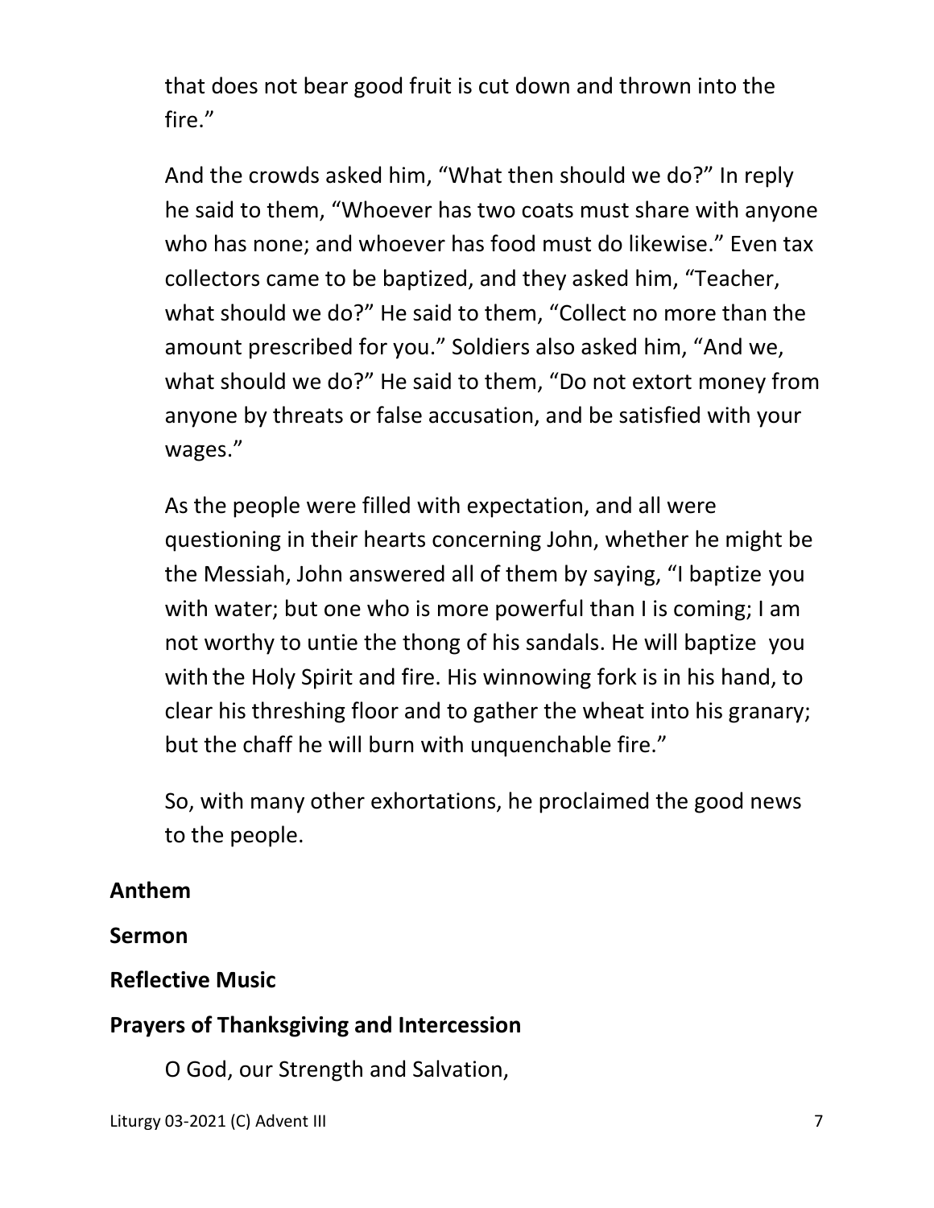that does not bear good fruit is cut down and thrown into the fire."

And the crowds asked him, "What then should we do?" In reply he said to them, "Whoever has two coats must share with anyone who has none; and whoever has food must do likewise." Even tax collectors came to be baptized, and they asked him, "Teacher, what should we do?" He said to them, "Collect no more than the amount prescribed for you." Soldiers also asked him, "And we, what should we do?" He said to them, "Do not extort money from anyone by threats or false accusation, and be satisfied with your wages."

As the people were filled with expectation, and all were questioning in their hearts concerning John, whether he might be the Messiah, John answered all of them by saying, "I baptize you with water; but one who is more powerful than I is coming; I am not worthy to untie the thong of his sandals. He will baptize you with the Holy Spirit and fire. His winnowing fork is in his hand, to clear his threshing floor and to gather the wheat into his granary; but the chaff he will burn with unquenchable fire."

So, with many other exhortations, he proclaimed the good news to the people.

**Anthem**

**Sermon**

**Reflective Music**

**Prayers of Thanksgiving and Intercession**

O God, our Strength and Salvation,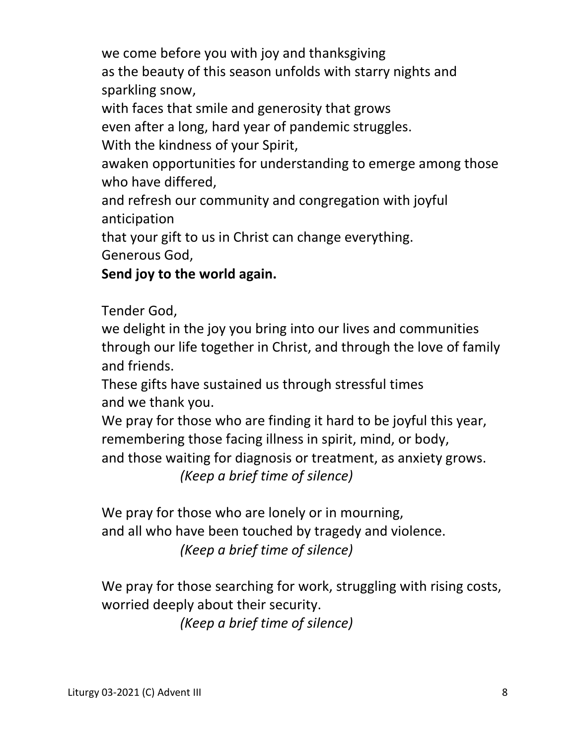we come before you with joy and thanksgiving
as the beauty of this season unfolds with starry nights and sparkling snow,
with faces that smile and generosity that grows
even after a long, hard year of pandemic struggles.
With the kindness of your Spirit,
awaken opportunities for understanding to emerge among those who have differed,
and refresh our community and congregation with joyful anticipation
that your gift to us in Christ can change everything.
Generous God,
**Send joy to the world again.**

Tender God,
we delight in the joy you bring into our lives and communities through our life together in Christ, and through the love of family and friends.
These gifts have sustained us through stressful times
and we thank you.
We pray for those who are finding it hard to be joyful this year,
remembering those facing illness in spirit, mind, or body,
and those waiting for diagnosis or treatment, as anxiety grows.
*(Keep a brief time of silence)*

We pray for those who are lonely or in mourning,
and all who have been touched by tragedy and violence.
*(Keep a brief time of silence)*

We pray for those searching for work, struggling with rising costs, worried deeply about their security.
*(Keep a brief time of silence)*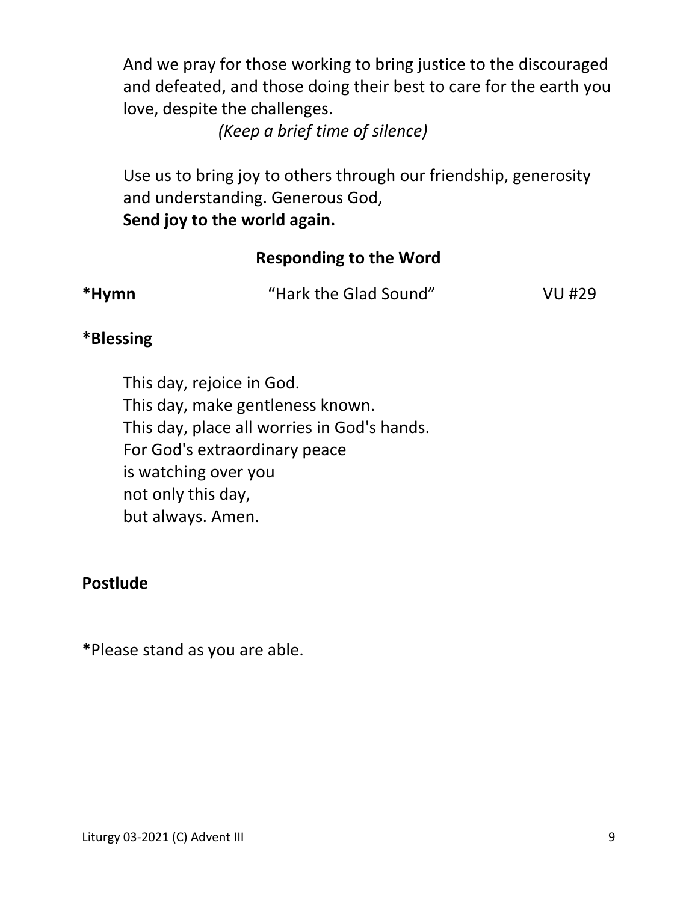And we pray for those working to bring justice to the discouraged and defeated, and those doing their best to care for the earth you love, despite the challenges.

*(Keep a brief time of silence)*

Use us to bring joy to others through our friendship, generosity and understanding. Generous God,
**Send joy to the world again.**

## Responding to the Word

**\*Hymn** "Hark the Glad Sound" VU #29

**\*Blessing**

This day, rejoice in God.
This day, make gentleness known.
This day, place all worries in God's hands.
For God's extraordinary peace
is watching over you
not only this day,
but always. Amen.

**Postlude**

**\***Please stand as you are able.